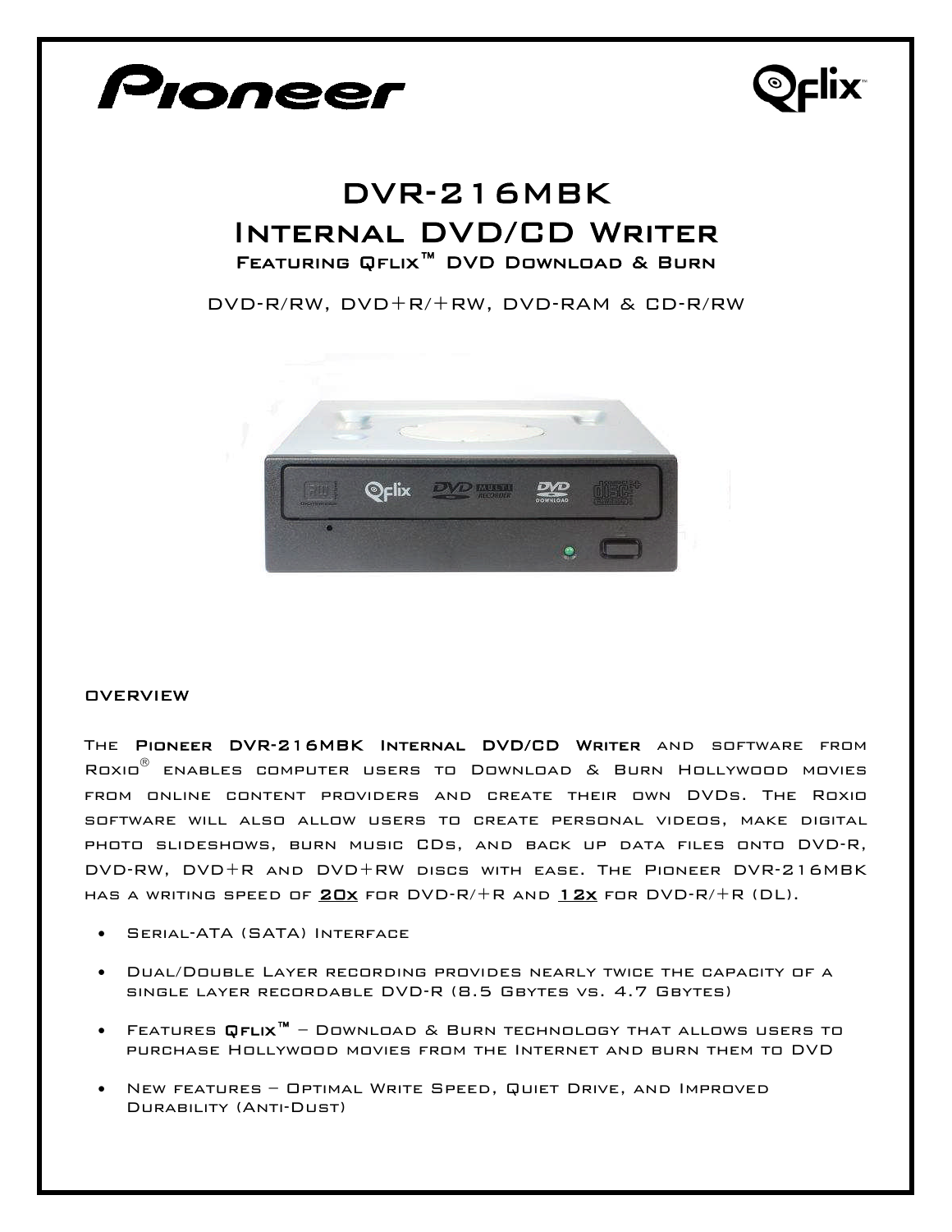# DVR-216MBK
# Internal DVD/CD Writer
## Featuring Qflix™ DVD Download & Burn

DVD-R/RW, DVD+R/+RW, DVD-RAM & CD-R/RW

### OVERVIEW

The **Pioneer DVR-216MBK Internal DVD/CD Writer** and software from Roxio® enables computer users to Download & Burn Hollywood movies from online content providers and create their own DVDs. The Roxio software will also allow users to create personal videos, make digital photo slideshows, burn music CDs, and back up data files onto DVD-R, DVD-RW, DVD+R and DVD+RW discs with ease. The Pioneer DVR-216MBK has a writing speed of **20x** for DVD-R/+R and **12x** for DVD-R/+R (DL).

- Serial-ATA (SATA) Interface
- Dual/Double Layer recording provides nearly twice the capacity of a single layer recordable DVD-R (8.5 Gbytes vs. 4.7 Gbytes)
- Features **Qflix™** – Download & Burn technology that allows users to purchase Hollywood movies from the Internet and burn them to DVD
- New features – Optimal Write Speed, Quiet Drive, and Improved Durability (Anti-Dust)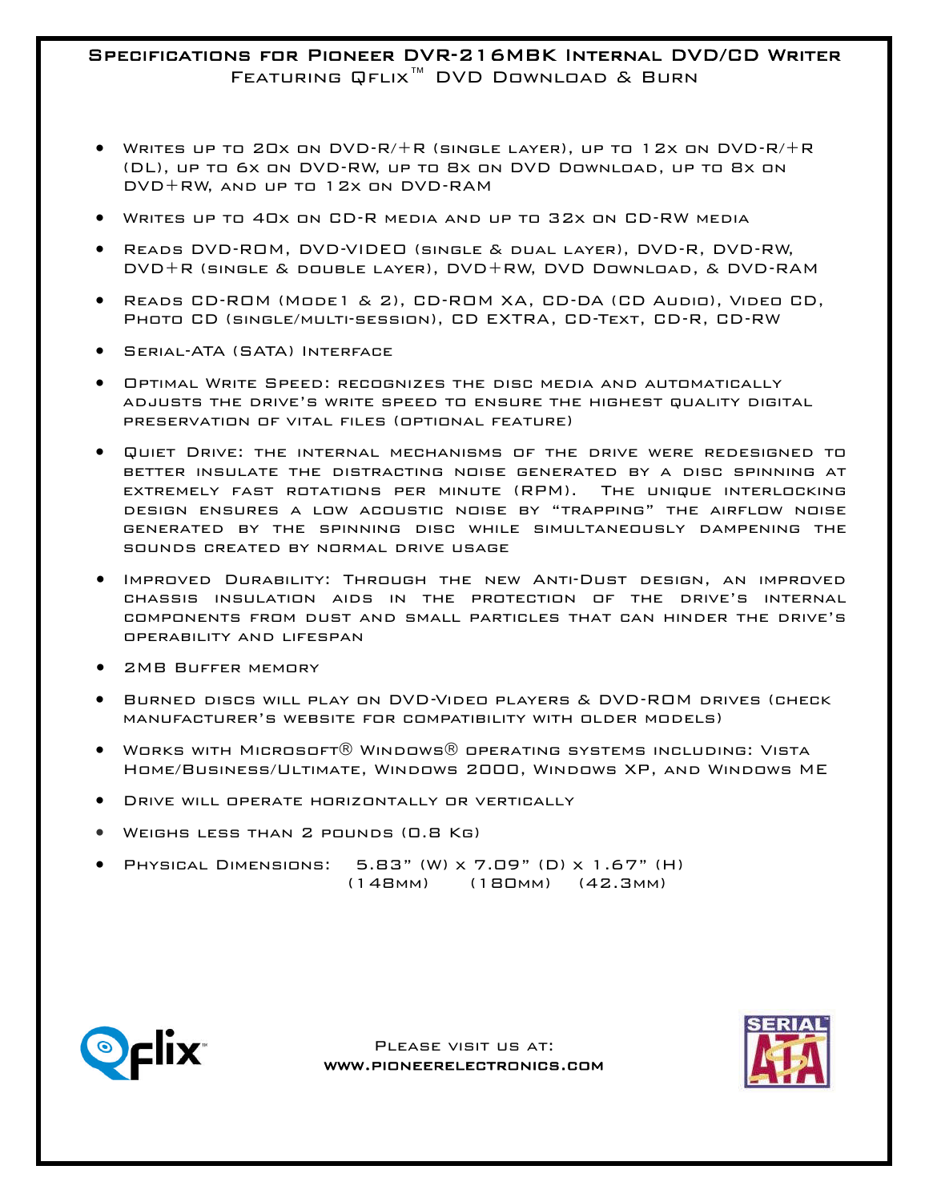# Specifications for Pioneer DVR-216MBK Internal DVD/CD Writer Featuring Qflix™ DVD Download & Burn

- Writes up to 20x on DVD-R/+R (single layer), up to 12x on DVD-R/+R (DL), up to 6x on DVD-RW, up to 8x on DVD Download, up to 8x on DVD+RW, and up to 12x on DVD-RAM
- Writes up to 40x on CD-R media and up to 32x on CD-RW media
- Reads DVD-ROM, DVD-VIDEO (single & dual layer), DVD-R, DVD-RW, DVD+R (single & double layer), DVD+RW, DVD Download, & DVD-RAM
- Reads CD-ROM (Mode1 & 2), CD-ROM XA, CD-DA (CD Audio), Video CD, Photo CD (single/multi-session), CD EXTRA, CD-Text, CD-R, CD-RW
- Serial-ATA (SATA) Interface
- Optimal Write Speed: recognizes the disc media and automatically adjusts the drive's write speed to ensure the highest quality digital preservation of vital files (optional feature)
- Quiet Drive: the internal mechanisms of the drive were redesigned to better insulate the distracting noise generated by a disc spinning at extremely fast rotations per minute (RPM). The unique interlocking design ensures a low acoustic noise by "trapping" the airflow noise generated by the spinning disc while simultaneously dampening the sounds created by normal drive usage
- Improved Durability: Through the new Anti-Dust design, an improved chassis insulation aids in the protection of the drive's internal components from dust and small particles that can hinder the drive's operability and lifespan
- 2MB Buffer memory
- Burned discs will play on DVD-Video players & DVD-ROM drives (check manufacturer's website for compatibility with older models)
- Works with Microsoft® Windows® operating systems including: Vista Home/Business/Ultimate, Windows 2000, Windows XP, and Windows ME
- Drive will operate horizontally or vertically
- Weighs less than 2 pounds (0.8 Kg)
- Physical Dimensions: 5.83" (W) x 7.09" (D) x 1.67" (H)
  (148mm) (180mm) (42.3mm)

Please visit us at:
**www.pioneerelectronics.com**